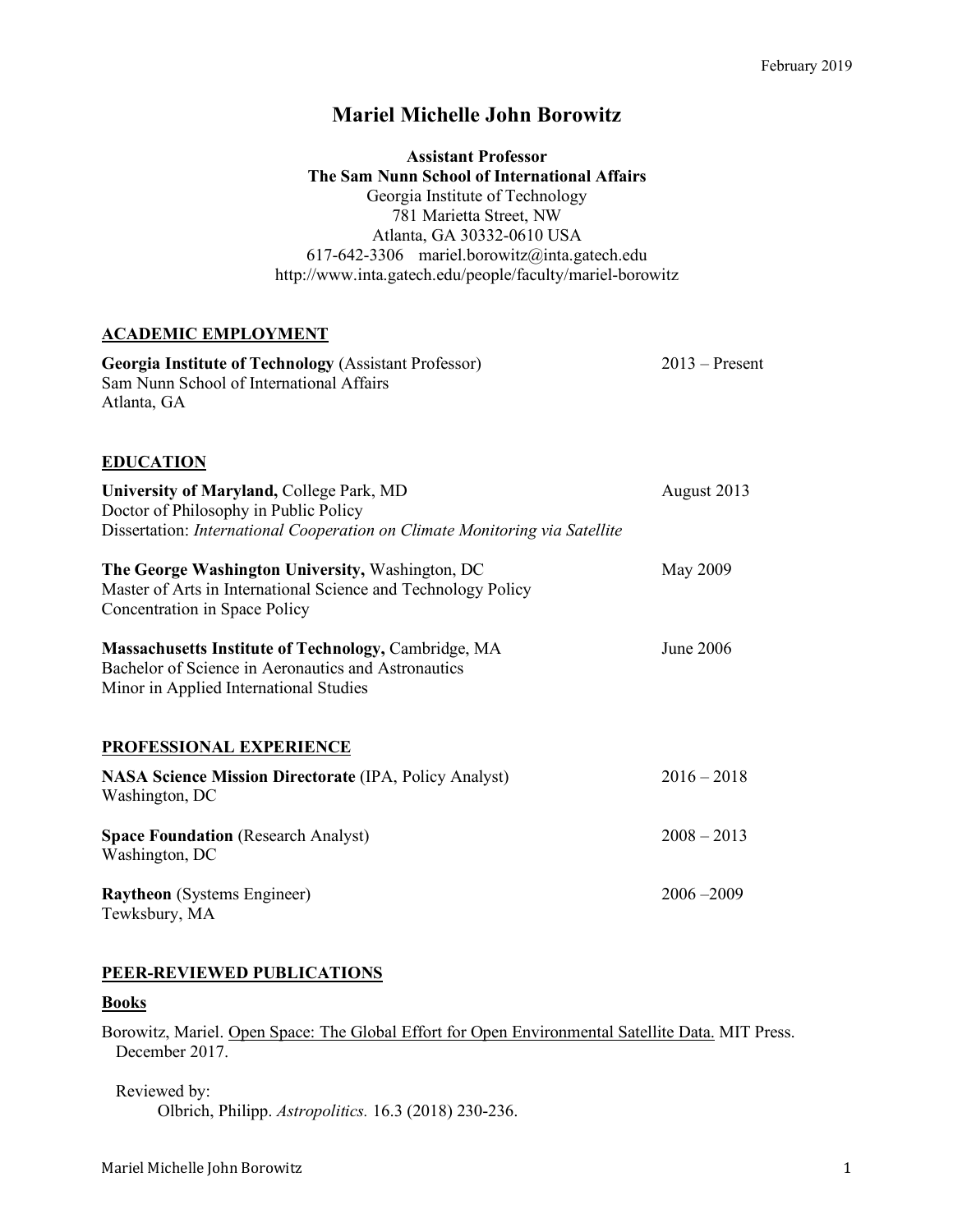February 2019

# Mariel Michelle John Borowitz

**Assistant Professor**
**The Sam Nunn School of International Affairs**
Georgia Institute of Technology
781 Marietta Street, NW
Atlanta, GA 30332-0610 USA
617-642-3306 mariel.borowitz@inta.gatech.edu
http://www.inta.gatech.edu/people/faculty/mariel-borowitz

## ACADEMIC EMPLOYMENT

**Georgia Institute of Technology** (Assistant Professor) 2013 – Present
Sam Nunn School of International Affairs
Atlanta, GA

## EDUCATION

**University of Maryland,** College Park, MD August 2013
Doctor of Philosophy in Public Policy
Dissertation: *International Cooperation on Climate Monitoring via Satellite*

**The George Washington University,** Washington, DC May 2009
Master of Arts in International Science and Technology Policy
Concentration in Space Policy

**Massachusetts Institute of Technology,** Cambridge, MA June 2006
Bachelor of Science in Aeronautics and Astronautics
Minor in Applied International Studies

## PROFESSIONAL EXPERIENCE

**NASA Science Mission Directorate** (IPA, Policy Analyst) 2016 – 2018
Washington, DC

**Space Foundation** (Research Analyst) 2008 – 2013
Washington, DC

**Raytheon** (Systems Engineer) 2006 –2009
Tewksbury, MA

## PEER-REVIEWED PUBLICATIONS

### Books

Borowitz, Mariel. Open Space: The Global Effort for Open Environmental Satellite Data. MIT Press. December 2017.

Reviewed by:
Olbrich, Philipp. *Astropolitics.* 16.3 (2018) 230-236.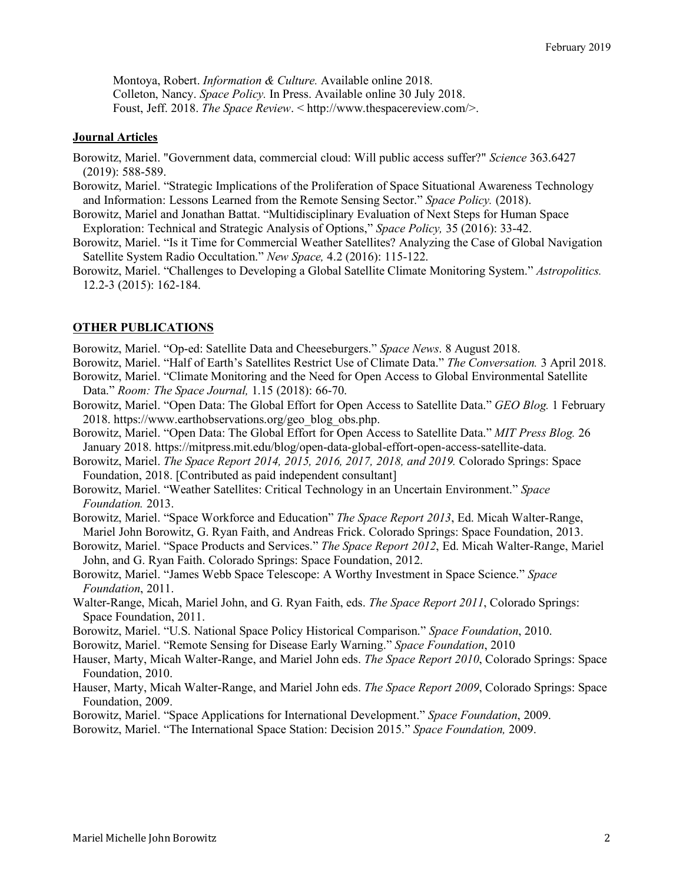Montoya, Robert. *Information & Culture.* Available online 2018.
Colleton, Nancy. *Space Policy.* In Press. Available online 30 July 2018.
Foust, Jeff. 2018. *The Space Review*. < http://www.thespacereview.com/>.

## Journal Articles

Borowitz, Mariel. "Government data, commercial cloud: Will public access suffer?" *Science* 363.6427 (2019): 588-589.

Borowitz, Mariel. "Strategic Implications of the Proliferation of Space Situational Awareness Technology and Information: Lessons Learned from the Remote Sensing Sector." *Space Policy.* (2018).

Borowitz, Mariel and Jonathan Battat. "Multidisciplinary Evaluation of Next Steps for Human Space Exploration: Technical and Strategic Analysis of Options," *Space Policy,* 35 (2016): 33-42.

Borowitz, Mariel. "Is it Time for Commercial Weather Satellites? Analyzing the Case of Global Navigation Satellite System Radio Occultation." *New Space,* 4.2 (2016): 115-122.

Borowitz, Mariel. "Challenges to Developing a Global Satellite Climate Monitoring System." *Astropolitics.* 12.2-3 (2015): 162-184.

## OTHER PUBLICATIONS

Borowitz, Mariel. "Op-ed: Satellite Data and Cheeseburgers." *Space News*. 8 August 2018.

Borowitz, Mariel. "Half of Earth's Satellites Restrict Use of Climate Data." *The Conversation.* 3 April 2018.

Borowitz, Mariel. "Climate Monitoring and the Need for Open Access to Global Environmental Satellite Data." *Room: The Space Journal,* 1.15 (2018): 66-70.

Borowitz, Mariel. "Open Data: The Global Effort for Open Access to Satellite Data." *GEO Blog.* 1 February 2018. https://www.earthobservations.org/geo_blog_obs.php.

Borowitz, Mariel. "Open Data: The Global Effort for Open Access to Satellite Data." *MIT Press Blog.* 26 January 2018. https://mitpress.mit.edu/blog/open-data-global-effort-open-access-satellite-data.

Borowitz, Mariel. *The Space Report 2014, 2015, 2016, 2017, 2018, and 2019.* Colorado Springs: Space Foundation, 2018. [Contributed as paid independent consultant]

Borowitz, Mariel. "Weather Satellites: Critical Technology in an Uncertain Environment." *Space Foundation.* 2013.

Borowitz, Mariel. "Space Workforce and Education" *The Space Report 2013*, Ed. Micah Walter-Range, Mariel John Borowitz, G. Ryan Faith, and Andreas Frick. Colorado Springs: Space Foundation, 2013.

Borowitz, Mariel. "Space Products and Services." *The Space Report 2012*, Ed. Micah Walter-Range, Mariel John, and G. Ryan Faith. Colorado Springs: Space Foundation, 2012.

Borowitz, Mariel. "James Webb Space Telescope: A Worthy Investment in Space Science." *Space Foundation*, 2011.

Walter-Range, Micah, Mariel John, and G. Ryan Faith, eds. *The Space Report 2011*, Colorado Springs: Space Foundation, 2011.

Borowitz, Mariel. "U.S. National Space Policy Historical Comparison." *Space Foundation*, 2010.

Borowitz, Mariel. "Remote Sensing for Disease Early Warning." *Space Foundation*, 2010

Hauser, Marty, Micah Walter-Range, and Mariel John eds. *The Space Report 2010*, Colorado Springs: Space Foundation, 2010.

Hauser, Marty, Micah Walter-Range, and Mariel John eds. *The Space Report 2009*, Colorado Springs: Space Foundation, 2009.

Borowitz, Mariel. "Space Applications for International Development." *Space Foundation*, 2009.

Borowitz, Mariel. "The International Space Station: Decision 2015." *Space Foundation,* 2009.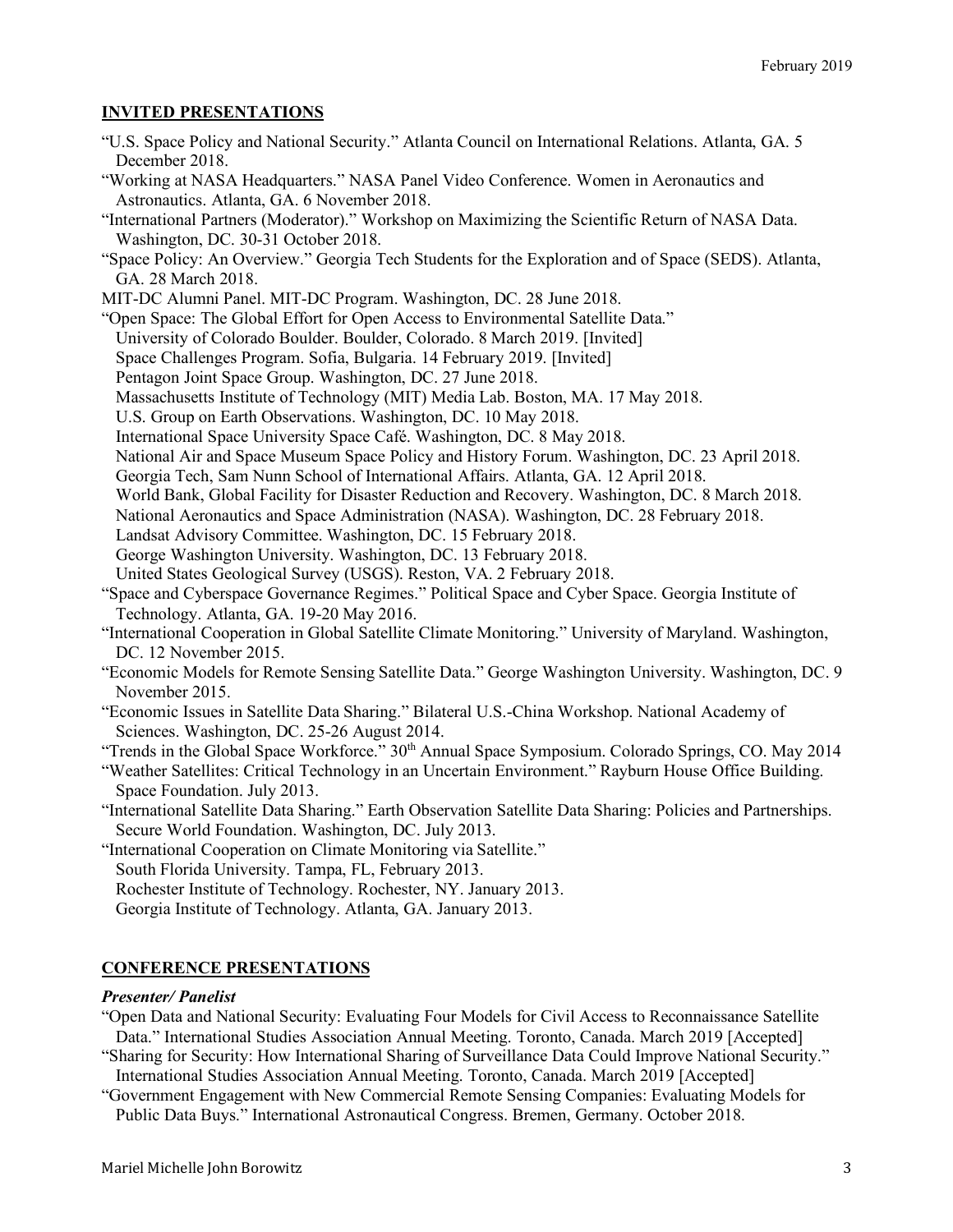## INVITED PRESENTATIONS

"U.S. Space Policy and National Security." Atlanta Council on International Relations. Atlanta, GA. 5 December 2018.

"Working at NASA Headquarters." NASA Panel Video Conference. Women in Aeronautics and Astronautics. Atlanta, GA. 6 November 2018.

"International Partners (Moderator)." Workshop on Maximizing the Scientific Return of NASA Data. Washington, DC. 30-31 October 2018.

"Space Policy: An Overview." Georgia Tech Students for the Exploration and of Space (SEDS). Atlanta, GA. 28 March 2018.

MIT-DC Alumni Panel. MIT-DC Program. Washington, DC. 28 June 2018.

"Open Space: The Global Effort for Open Access to Environmental Satellite Data."
- University of Colorado Boulder. Boulder, Colorado. 8 March 2019. [Invited]
- Space Challenges Program. Sofia, Bulgaria. 14 February 2019. [Invited]
- Pentagon Joint Space Group. Washington, DC. 27 June 2018.
- Massachusetts Institute of Technology (MIT) Media Lab. Boston, MA. 17 May 2018.
- U.S. Group on Earth Observations. Washington, DC. 10 May 2018.
- International Space University Space Café. Washington, DC. 8 May 2018.
- National Air and Space Museum Space Policy and History Forum. Washington, DC. 23 April 2018.
- Georgia Tech, Sam Nunn School of International Affairs. Atlanta, GA. 12 April 2018.
- World Bank, Global Facility for Disaster Reduction and Recovery. Washington, DC. 8 March 2018.
- National Aeronautics and Space Administration (NASA). Washington, DC. 28 February 2018.
- Landsat Advisory Committee. Washington, DC. 15 February 2018.
- George Washington University. Washington, DC. 13 February 2018.
- United States Geological Survey (USGS). Reston, VA. 2 February 2018.

"Space and Cyberspace Governance Regimes." Political Space and Cyber Space. Georgia Institute of Technology. Atlanta, GA. 19-20 May 2016.

"International Cooperation in Global Satellite Climate Monitoring." University of Maryland. Washington, DC. 12 November 2015.

"Economic Models for Remote Sensing Satellite Data." George Washington University. Washington, DC. 9 November 2015.

"Economic Issues in Satellite Data Sharing." Bilateral U.S.-China Workshop. National Academy of Sciences. Washington, DC. 25-26 August 2014.

"Trends in the Global Space Workforce." 30th Annual Space Symposium. Colorado Springs, CO. May 2014

"Weather Satellites: Critical Technology in an Uncertain Environment." Rayburn House Office Building. Space Foundation. July 2013.

"International Satellite Data Sharing." Earth Observation Satellite Data Sharing: Policies and Partnerships. Secure World Foundation. Washington, DC. July 2013.

"International Cooperation on Climate Monitoring via Satellite."
- South Florida University. Tampa, FL, February 2013.
- Rochester Institute of Technology. Rochester, NY. January 2013.
- Georgia Institute of Technology. Atlanta, GA. January 2013.

## CONFERENCE PRESENTATIONS

### *Presenter/ Panelist*

"Open Data and National Security: Evaluating Four Models for Civil Access to Reconnaissance Satellite Data." International Studies Association Annual Meeting. Toronto, Canada. March 2019 [Accepted]

"Sharing for Security: How International Sharing of Surveillance Data Could Improve National Security." International Studies Association Annual Meeting. Toronto, Canada. March 2019 [Accepted]

"Government Engagement with New Commercial Remote Sensing Companies: Evaluating Models for Public Data Buys." International Astronautical Congress. Bremen, Germany. October 2018.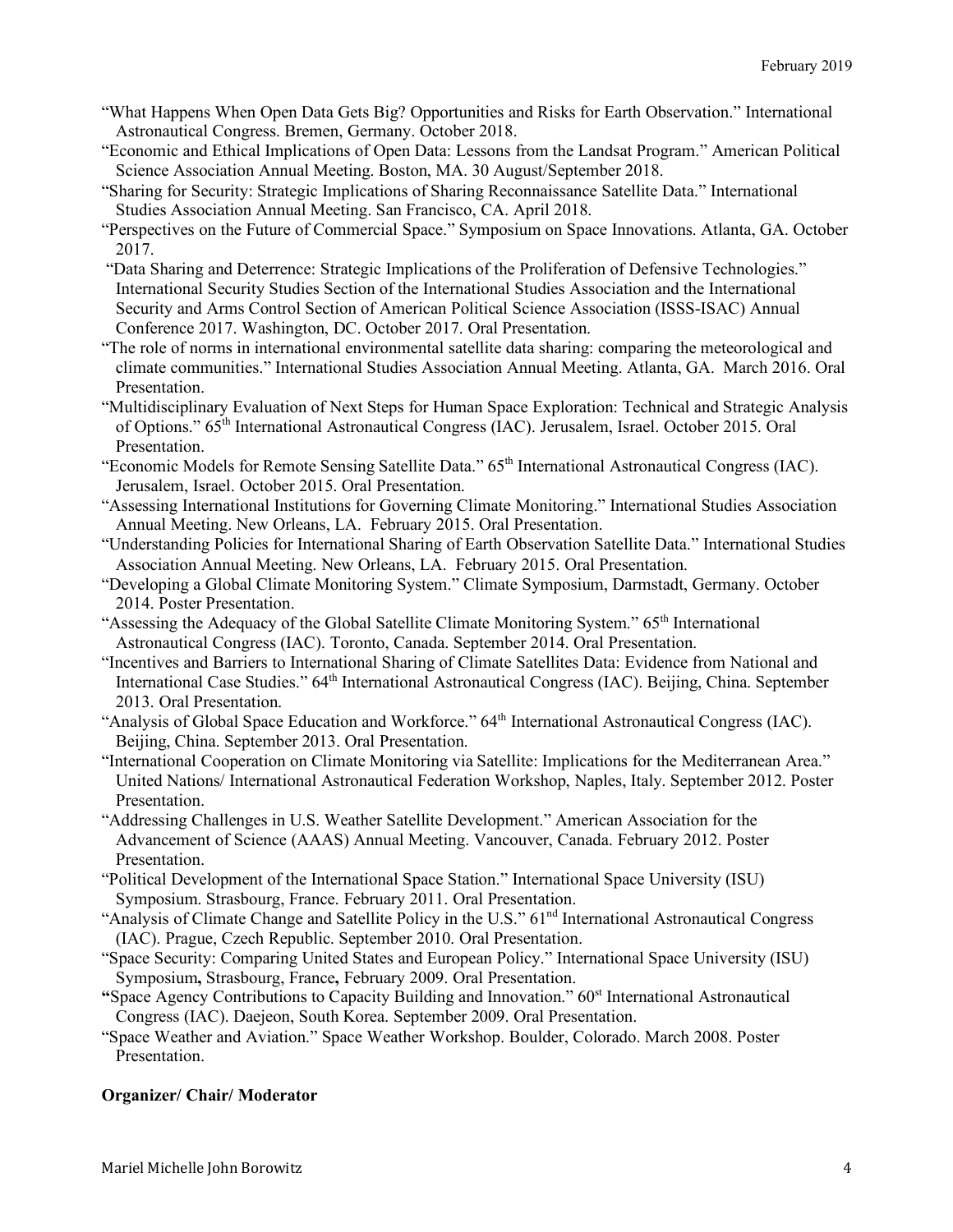"What Happens When Open Data Gets Big? Opportunities and Risks for Earth Observation." International Astronautical Congress. Bremen, Germany. October 2018.

"Economic and Ethical Implications of Open Data: Lessons from the Landsat Program." American Political Science Association Annual Meeting. Boston, MA. 30 August/September 2018.

"Sharing for Security: Strategic Implications of Sharing Reconnaissance Satellite Data." International Studies Association Annual Meeting. San Francisco, CA. April 2018.

"Perspectives on the Future of Commercial Space." Symposium on Space Innovations. Atlanta, GA. October 2017.

"Data Sharing and Deterrence: Strategic Implications of the Proliferation of Defensive Technologies." International Security Studies Section of the International Studies Association and the International Security and Arms Control Section of American Political Science Association (ISSS-ISAC) Annual Conference 2017. Washington, DC. October 2017. Oral Presentation.

"The role of norms in international environmental satellite data sharing: comparing the meteorological and climate communities." International Studies Association Annual Meeting. Atlanta, GA. March 2016. Oral Presentation.

"Multidisciplinary Evaluation of Next Steps for Human Space Exploration: Technical and Strategic Analysis of Options." 65th International Astronautical Congress (IAC). Jerusalem, Israel. October 2015. Oral Presentation.

"Economic Models for Remote Sensing Satellite Data." 65th International Astronautical Congress (IAC). Jerusalem, Israel. October 2015. Oral Presentation.

"Assessing International Institutions for Governing Climate Monitoring." International Studies Association Annual Meeting. New Orleans, LA. February 2015. Oral Presentation.

"Understanding Policies for International Sharing of Earth Observation Satellite Data." International Studies Association Annual Meeting. New Orleans, LA. February 2015. Oral Presentation.

"Developing a Global Climate Monitoring System." Climate Symposium, Darmstadt, Germany. October 2014. Poster Presentation.

"Assessing the Adequacy of the Global Satellite Climate Monitoring System." 65th International Astronautical Congress (IAC). Toronto, Canada. September 2014. Oral Presentation.

"Incentives and Barriers to International Sharing of Climate Satellites Data: Evidence from National and International Case Studies." 64th International Astronautical Congress (IAC). Beijing, China. September 2013. Oral Presentation.

"Analysis of Global Space Education and Workforce." 64th International Astronautical Congress (IAC). Beijing, China. September 2013. Oral Presentation.

"International Cooperation on Climate Monitoring via Satellite: Implications for the Mediterranean Area." United Nations/ International Astronautical Federation Workshop, Naples, Italy. September 2012. Poster Presentation.

"Addressing Challenges in U.S. Weather Satellite Development." American Association for the Advancement of Science (AAAS) Annual Meeting. Vancouver, Canada. February 2012. Poster Presentation.

"Political Development of the International Space Station." International Space University (ISU) Symposium. Strasbourg, France. February 2011. Oral Presentation.

"Analysis of Climate Change and Satellite Policy in the U.S." 61nd International Astronautical Congress (IAC). Prague, Czech Republic. September 2010. Oral Presentation.

"Space Security: Comparing United States and European Policy." International Space University (ISU) Symposium**,** Strasbourg, France**,** February 2009. Oral Presentation.

**"**Space Agency Contributions to Capacity Building and Innovation." 60st International Astronautical Congress (IAC). Daejeon, South Korea. September 2009. Oral Presentation.

"Space Weather and Aviation." Space Weather Workshop. Boulder, Colorado. March 2008. Poster Presentation.

**Organizer/ Chair/ Moderator**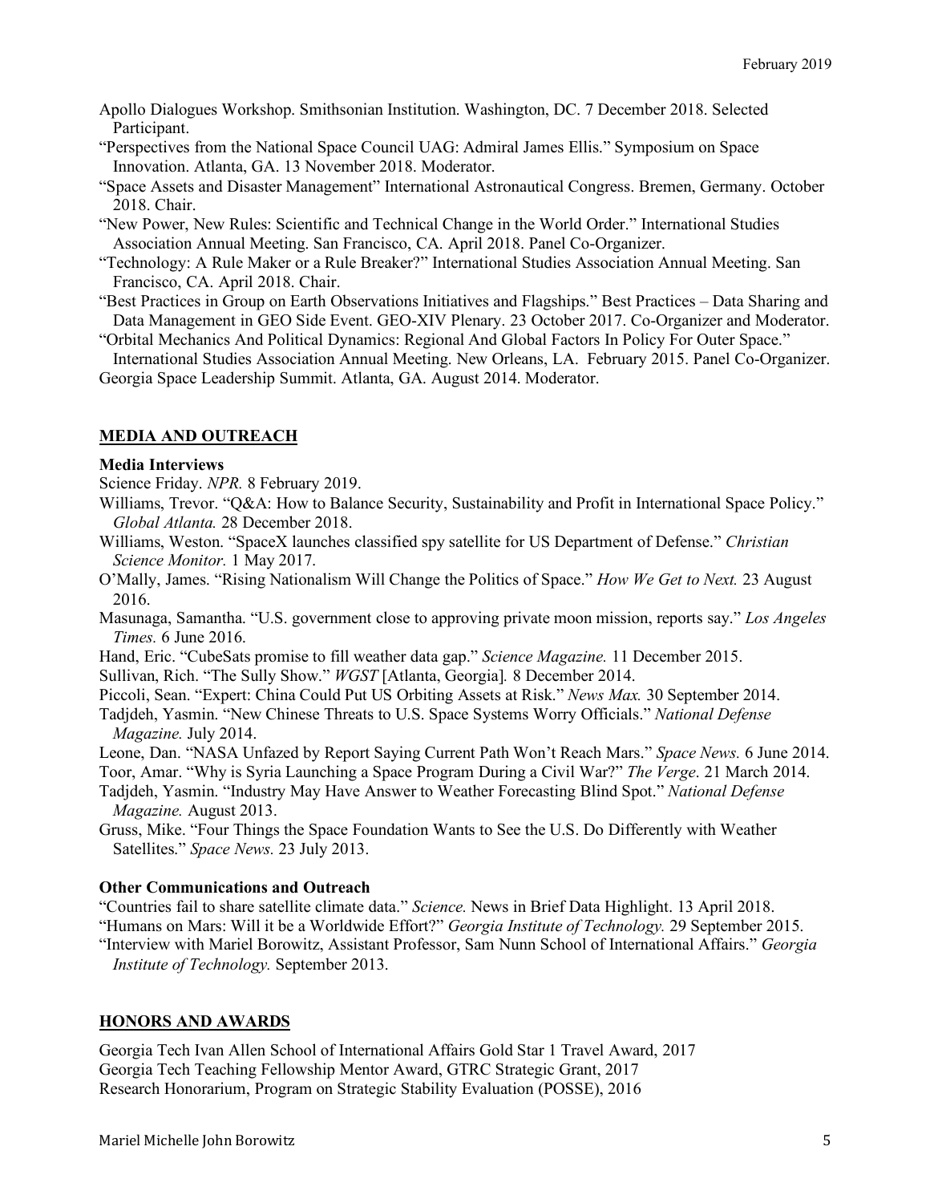Apollo Dialogues Workshop. Smithsonian Institution. Washington, DC. 7 December 2018. Selected Participant.

"Perspectives from the National Space Council UAG: Admiral James Ellis." Symposium on Space Innovation. Atlanta, GA. 13 November 2018. Moderator.

"Space Assets and Disaster Management" International Astronautical Congress. Bremen, Germany. October 2018. Chair.

"New Power, New Rules: Scientific and Technical Change in the World Order." International Studies Association Annual Meeting. San Francisco, CA. April 2018. Panel Co-Organizer.

"Technology: A Rule Maker or a Rule Breaker?" International Studies Association Annual Meeting. San Francisco, CA. April 2018. Chair.

"Best Practices in Group on Earth Observations Initiatives and Flagships." Best Practices – Data Sharing and Data Management in GEO Side Event. GEO-XIV Plenary. 23 October 2017. Co-Organizer and Moderator.

"Orbital Mechanics And Political Dynamics: Regional And Global Factors In Policy For Outer Space." International Studies Association Annual Meeting. New Orleans, LA. February 2015. Panel Co-Organizer.

Georgia Space Leadership Summit. Atlanta, GA. August 2014. Moderator.

## MEDIA AND OUTREACH

### Media Interviews

Science Friday. *NPR.* 8 February 2019.

Williams, Trevor. "Q&A: How to Balance Security, Sustainability and Profit in International Space Policy." *Global Atlanta.* 28 December 2018.

Williams, Weston. "SpaceX launches classified spy satellite for US Department of Defense." *Christian Science Monitor.* 1 May 2017.

O'Mally, James. "Rising Nationalism Will Change the Politics of Space." *How We Get to Next.* 23 August 2016.

Masunaga, Samantha. "U.S. government close to approving private moon mission, reports say." *Los Angeles Times.* 6 June 2016.

Hand, Eric. "CubeSats promise to fill weather data gap." *Science Magazine.* 11 December 2015.

Sullivan, Rich. "The Sully Show." *WGST* [Atlanta, Georgia]. 8 December 2014.

Piccoli, Sean. "Expert: China Could Put US Orbiting Assets at Risk." *News Max.* 30 September 2014.

Tadjdeh, Yasmin. "New Chinese Threats to U.S. Space Systems Worry Officials." *National Defense Magazine.* July 2014.

Leone, Dan. "NASA Unfazed by Report Saying Current Path Won't Reach Mars." *Space News.* 6 June 2014.

Toor, Amar. "Why is Syria Launching a Space Program During a Civil War?" *The Verge*. 21 March 2014.

Tadjdeh, Yasmin. "Industry May Have Answer to Weather Forecasting Blind Spot." *National Defense Magazine.* August 2013.

Gruss, Mike. "Four Things the Space Foundation Wants to See the U.S. Do Differently with Weather Satellites." *Space News.* 23 July 2013.

### Other Communications and Outreach

"Countries fail to share satellite climate data." *Science.* News in Brief Data Highlight. 13 April 2018.

"Humans on Mars: Will it be a Worldwide Effort?" *Georgia Institute of Technology.* 29 September 2015.

"Interview with Mariel Borowitz, Assistant Professor, Sam Nunn School of International Affairs." *Georgia Institute of Technology.* September 2013.

## HONORS AND AWARDS

Georgia Tech Ivan Allen School of International Affairs Gold Star 1 Travel Award, 2017

Georgia Tech Teaching Fellowship Mentor Award, GTRC Strategic Grant, 2017

Research Honorarium, Program on Strategic Stability Evaluation (POSSE), 2016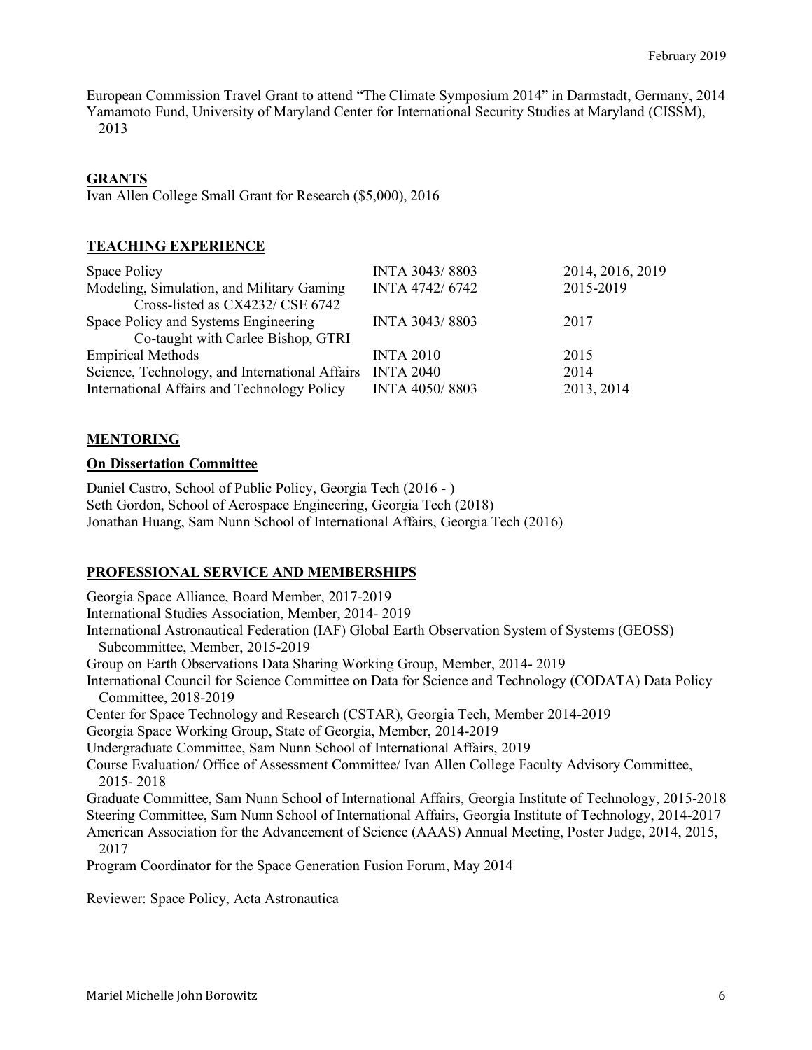European Commission Travel Grant to attend "The Climate Symposium 2014" in Darmstadt, Germany, 2014
Yamamoto Fund, University of Maryland Center for International Security Studies at Maryland (CISSM), 2013

## GRANTS

Ivan Allen College Small Grant for Research ($5,000), 2016

## TEACHING EXPERIENCE

| | | |
|---|---|---|
| Space Policy | INTA 3043/ 8803 | 2014, 2016, 2019 |
| Modeling, Simulation, and Military Gaming<br>Cross-listed as CX4232/ CSE 6742 | INTA 4742/ 6742 | 2015-2019 |
| Space Policy and Systems Engineering<br>Co-taught with Carlee Bishop, GTRI | INTA 3043/ 8803 | 2017 |
| Empirical Methods | INTA 2010 | 2015 |
| Science, Technology, and International Affairs | INTA 2040 | 2014 |
| International Affairs and Technology Policy | INTA 4050/ 8803 | 2013, 2014 |

## MENTORING

### On Dissertation Committee

Daniel Castro, School of Public Policy, Georgia Tech (2016 - )
Seth Gordon, School of Aerospace Engineering, Georgia Tech (2018)
Jonathan Huang, Sam Nunn School of International Affairs, Georgia Tech (2016)

## PROFESSIONAL SERVICE AND MEMBERSHIPS

Georgia Space Alliance, Board Member, 2017-2019
International Studies Association, Member, 2014- 2019
International Astronautical Federation (IAF) Global Earth Observation System of Systems (GEOSS) Subcommittee, Member, 2015-2019
Group on Earth Observations Data Sharing Working Group, Member, 2014- 2019
International Council for Science Committee on Data for Science and Technology (CODATA) Data Policy Committee, 2018-2019
Center for Space Technology and Research (CSTAR), Georgia Tech, Member 2014-2019
Georgia Space Working Group, State of Georgia, Member, 2014-2019
Undergraduate Committee, Sam Nunn School of International Affairs, 2019
Course Evaluation/ Office of Assessment Committee/ Ivan Allen College Faculty Advisory Committee, 2015- 2018
Graduate Committee, Sam Nunn School of International Affairs, Georgia Institute of Technology, 2015-2018
Steering Committee, Sam Nunn School of International Affairs, Georgia Institute of Technology, 2014-2017
American Association for the Advancement of Science (AAAS) Annual Meeting, Poster Judge, 2014, 2015, 2017
Program Coordinator for the Space Generation Fusion Forum, May 2014

Reviewer: Space Policy, Acta Astronautica